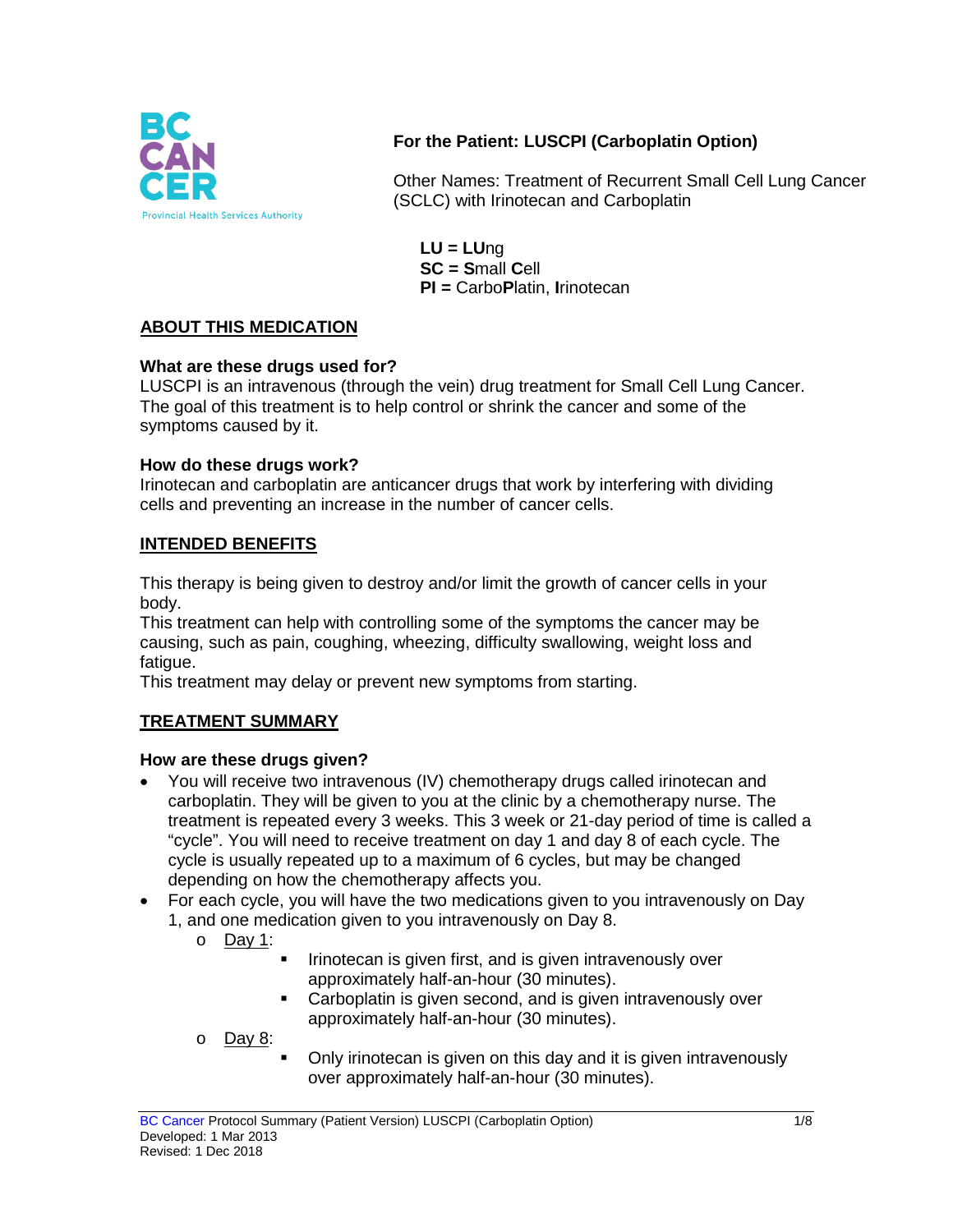BC CANCER
Provincial Health Services Authority

# For the Patient: LUSCPI (Carboplatin Option)

Other Names: Treatment of Recurrent Small Cell Lung Cancer (SCLC) with Irinotecan and Carboplatin

**LU = LU**ng
**SC = S**mall **C**ell
**PI =** Carbo**P**latin, **I**rinotecan

## ABOUT THIS MEDICATION

### What are these drugs used for?

LUSCPI is an intravenous (through the vein) drug treatment for Small Cell Lung Cancer. The goal of this treatment is to help control or shrink the cancer and some of the symptoms caused by it.

### How do these drugs work?

Irinotecan and carboplatin are anticancer drugs that work by interfering with dividing cells and preventing an increase in the number of cancer cells.

## INTENDED BENEFITS

This therapy is being given to destroy and/or limit the growth of cancer cells in your body.
This treatment can help with controlling some of the symptoms the cancer may be causing, such as pain, coughing, wheezing, difficulty swallowing, weight loss and fatigue.
This treatment may delay or prevent new symptoms from starting.

## TREATMENT SUMMARY

### How are these drugs given?

- You will receive two intravenous (IV) chemotherapy drugs called irinotecan and carboplatin. They will be given to you at the clinic by a chemotherapy nurse. The treatment is repeated every 3 weeks. This 3 week or 21-day period of time is called a "cycle". You will need to receive treatment on day 1 and day 8 of each cycle. The cycle is usually repeated up to a maximum of 6 cycles, but may be changed depending on how the chemotherapy affects you.
- For each cycle, you will have the two medications given to you intravenously on Day 1, and one medication given to you intravenously on Day 8.
  - Day 1:
    - Irinotecan is given first, and is given intravenously over approximately half-an-hour (30 minutes).
    - Carboplatin is given second, and is given intravenously over approximately half-an-hour (30 minutes).
  - Day 8:
    - Only irinotecan is given on this day and it is given intravenously over approximately half-an-hour (30 minutes).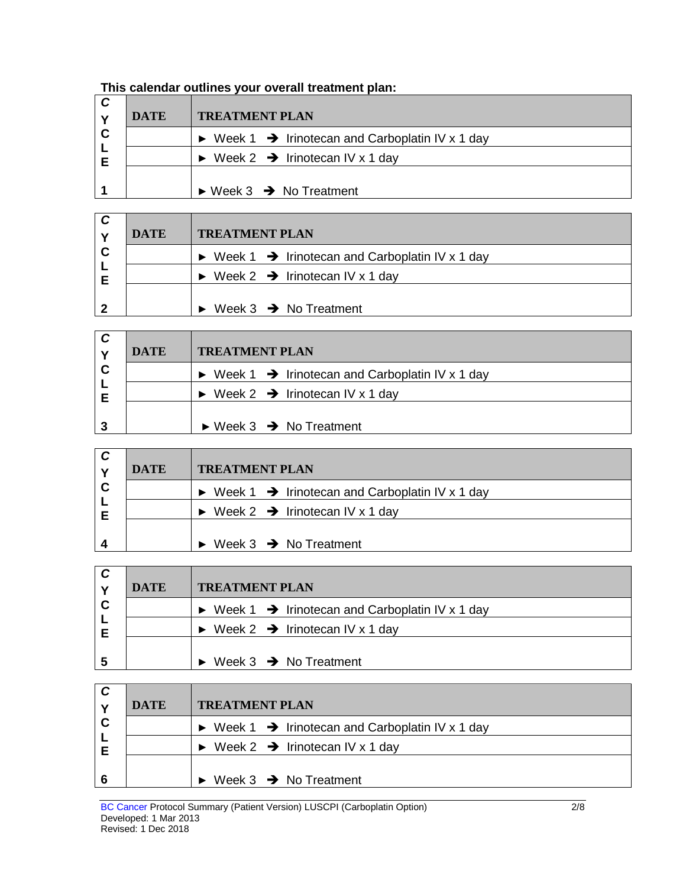**This calendar outlines your overall treatment plan:**

| CYCLE 1 | DATE | TREATMENT PLAN |
|---|---|---|
| | | ► Week 1 ➔ Irinotecan and Carboplatin IV x 1 day |
| | | ► Week 2 ➔ Irinotecan IV x 1 day |
| | | ► Week 3 ➔ No Treatment |

| CYCLE 2 | DATE | TREATMENT PLAN |
|---|---|---|
| | | ► Week 1 ➔ Irinotecan and Carboplatin IV x 1 day |
| | | ► Week 2 ➔ Irinotecan IV x 1 day |
| | | ► Week 3 ➔ No Treatment |

| CYCLE 3 | DATE | TREATMENT PLAN |
|---|---|---|
| | | ► Week 1 ➔ Irinotecan and Carboplatin IV x 1 day |
| | | ► Week 2 ➔ Irinotecan IV x 1 day |
| | | ► Week 3 ➔ No Treatment |

| CYCLE 4 | DATE | TREATMENT PLAN |
|---|---|---|
| | | ► Week 1 ➔ Irinotecan and Carboplatin IV x 1 day |
| | | ► Week 2 ➔ Irinotecan IV x 1 day |
| | | ► Week 3 ➔ No Treatment |

| CYCLE 5 | DATE | TREATMENT PLAN |
|---|---|---|
| | | ► Week 1 ➔ Irinotecan and Carboplatin IV x 1 day |
| | | ► Week 2 ➔ Irinotecan IV x 1 day |
| | | ► Week 3 ➔ No Treatment |

| CYCLE 6 | DATE | TREATMENT PLAN |
|---|---|---|
| | | ► Week 1 ➔ Irinotecan and Carboplatin IV x 1 day |
| | | ► Week 2 ➔ Irinotecan IV x 1 day |
| | | ► Week 3 ➔ No Treatment |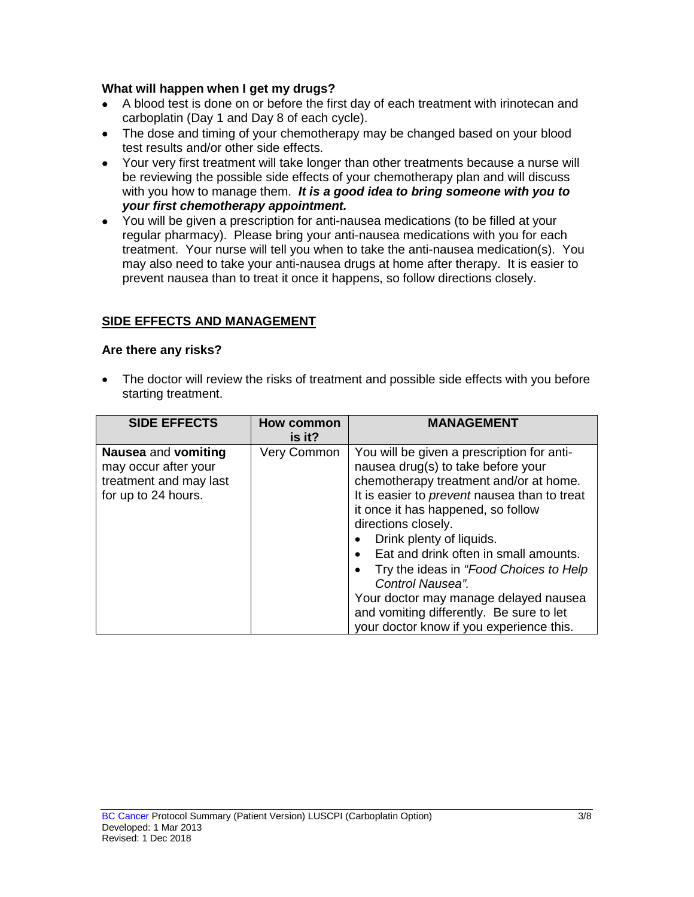**What will happen when I get my drugs?**

- A blood test is done on or before the first day of each treatment with irinotecan and carboplatin (Day 1 and Day 8 of each cycle).
- The dose and timing of your chemotherapy may be changed based on your blood test results and/or other side effects.
- Your very first treatment will take longer than other treatments because a nurse will be reviewing the possible side effects of your chemotherapy plan and will discuss with you how to manage them. ***It is a good idea to bring someone with you to your first chemotherapy appointment.***
- You will be given a prescription for anti-nausea medications (to be filled at your regular pharmacy). Please bring your anti-nausea medications with you for each treatment. Your nurse will tell you when to take the anti-nausea medication(s). You may also need to take your anti-nausea drugs at home after therapy. It is easier to prevent nausea than to treat it once it happens, so follow directions closely.

## SIDE EFFECTS AND MANAGEMENT

**Are there any risks?**

- The doctor will review the risks of treatment and possible side effects with you before starting treatment.

| SIDE EFFECTS | How common is it? | MANAGEMENT |
|---|---|---|
| **Nausea** and **vomiting** may occur after your treatment and may last for up to 24 hours. | Very Common | You will be given a prescription for anti-nausea drug(s) to take before your chemotherapy treatment and/or at home. It is easier to *prevent* nausea than to treat it once it has happened, so follow directions closely.<br>• Drink plenty of liquids.<br>• Eat and drink often in small amounts.<br>• Try the ideas in *"Food Choices to Help Control Nausea".*<br>Your doctor may manage delayed nausea and vomiting differently. Be sure to let your doctor know if you experience this. |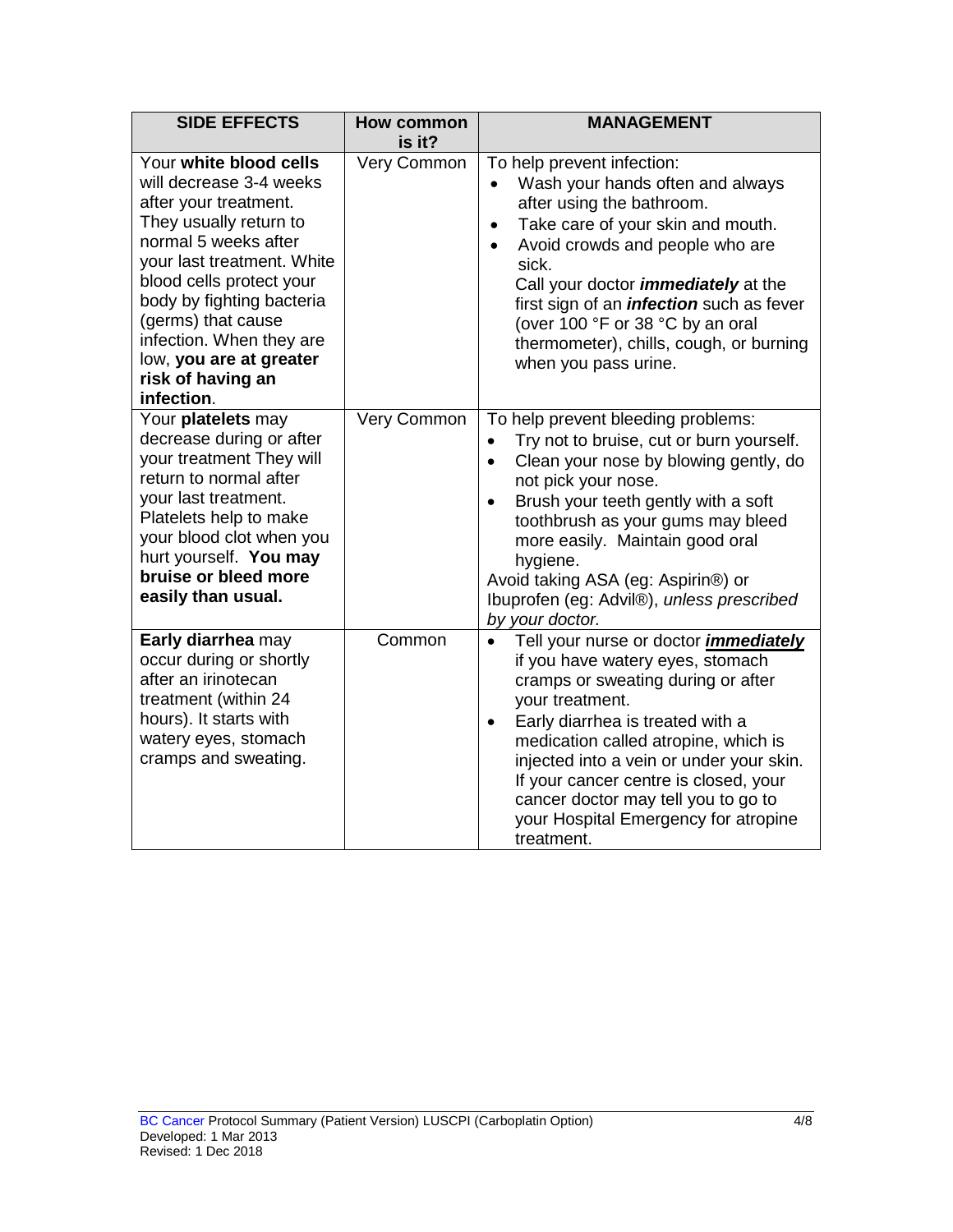| SIDE EFFECTS | How common is it? | MANAGEMENT |
|---|---|---|
| Your **white blood cells** will decrease 3-4 weeks after your treatment. They usually return to normal 5 weeks after your last treatment. White blood cells protect your body by fighting bacteria (germs) that cause infection. When they are low, **you are at greater risk of having an infection**. | Very Common | To help prevent infection:<br>• Wash your hands often and always after using the bathroom.<br>• Take care of your skin and mouth.<br>• Avoid crowds and people who are sick.<br>Call your doctor ***immediately*** at the first sign of an ***infection*** such as fever (over 100 °F or 38 °C by an oral thermometer), chills, cough, or burning when you pass urine. |
| Your **platelets** may decrease during or after your treatment They will return to normal after your last treatment. Platelets help to make your blood clot when you hurt yourself. **You may bruise or bleed more easily than usual.** | Very Common | To help prevent bleeding problems:<br>• Try not to bruise, cut or burn yourself.<br>• Clean your nose by blowing gently, do not pick your nose.<br>• Brush your teeth gently with a soft toothbrush as your gums may bleed more easily. Maintain good oral hygiene.<br>Avoid taking ASA (eg: Aspirin®) or Ibuprofen (eg: Advil®), *unless prescribed by your doctor.* |
| **Early diarrhea** may occur during or shortly after an irinotecan treatment (within 24 hours). It starts with watery eyes, stomach cramps and sweating. | Common | • Tell your nurse or doctor ***immediately*** if you have watery eyes, stomach cramps or sweating during or after your treatment.<br>• Early diarrhea is treated with a medication called atropine, which is injected into a vein or under your skin. If your cancer centre is closed, your cancer doctor may tell you to go to your Hospital Emergency for atropine treatment. |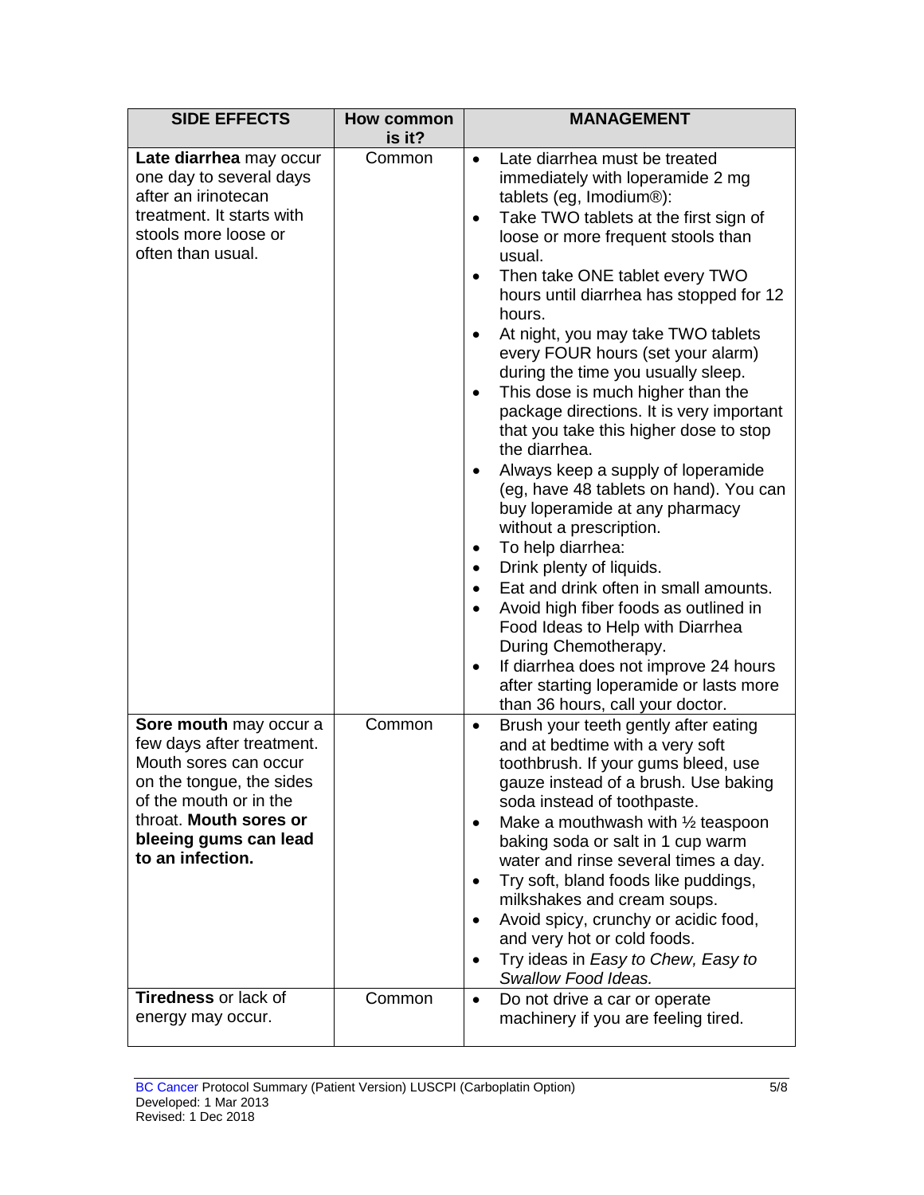| SIDE EFFECTS | How common is it? | MANAGEMENT |
|---|---|---|
| **Late diarrhea** may occur one day to several days after an irinotecan treatment. It starts with stools more loose or often than usual. | Common | • Late diarrhea must be treated immediately with loperamide 2 mg tablets (eg, Imodium®):<br>• Take TWO tablets at the first sign of loose or more frequent stools than usual.<br>• Then take ONE tablet every TWO hours until diarrhea has stopped for 12 hours.<br>• At night, you may take TWO tablets every FOUR hours (set your alarm) during the time you usually sleep.<br>• This dose is much higher than the package directions. It is very important that you take this higher dose to stop the diarrhea.<br>• Always keep a supply of loperamide (eg, have 48 tablets on hand). You can buy loperamide at any pharmacy without a prescription.<br>• To help diarrhea:<br>• Drink plenty of liquids.<br>• Eat and drink often in small amounts.<br>• Avoid high fiber foods as outlined in Food Ideas to Help with Diarrhea During Chemotherapy.<br>• If diarrhea does not improve 24 hours after starting loperamide or lasts more than 36 hours, call your doctor. |
| **Sore mouth** may occur a few days after treatment. Mouth sores can occur on the tongue, the sides of the mouth or in the throat. **Mouth sores or bleeing gums can lead to an infection.** | Common | • Brush your teeth gently after eating and at bedtime with a very soft toothbrush. If your gums bleed, use gauze instead of a brush. Use baking soda instead of toothpaste.<br>• Make a mouthwash with ½ teaspoon baking soda or salt in 1 cup warm water and rinse several times a day.<br>• Try soft, bland foods like puddings, milkshakes and cream soups.<br>• Avoid spicy, crunchy or acidic food, and very hot or cold foods.<br>• Try ideas in *Easy to Chew, Easy to Swallow Food Ideas.* |
| **Tiredness** or lack of energy may occur. | Common | • Do not drive a car or operate machinery if you are feeling tired. |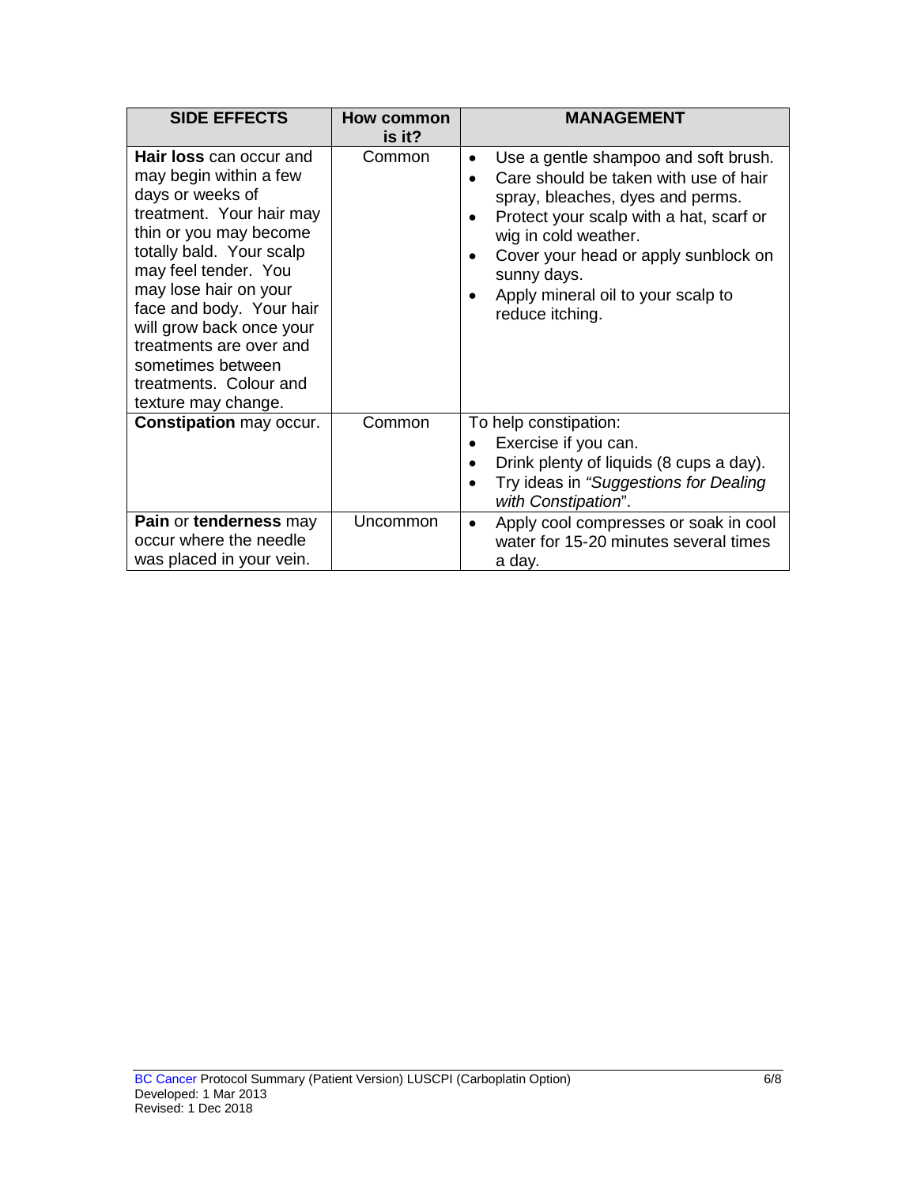| SIDE EFFECTS | How common is it? | MANAGEMENT |
|---|---|---|
| **Hair loss** can occur and may begin within a few days or weeks of treatment. Your hair may thin or you may become totally bald. Your scalp may feel tender. You may lose hair on your face and body. Your hair will grow back once your treatments are over and sometimes between treatments. Colour and texture may change. | Common | • Use a gentle shampoo and soft brush.<br>• Care should be taken with use of hair spray, bleaches, dyes and perms.<br>• Protect your scalp with a hat, scarf or wig in cold weather.<br>• Cover your head or apply sunblock on sunny days.<br>• Apply mineral oil to your scalp to reduce itching. |
| **Constipation** may occur. | Common | To help constipation:<br>• Exercise if you can.<br>• Drink plenty of liquids (8 cups a day).<br>• Try ideas in *"Suggestions for Dealing with Constipation*". |
| **Pain** or **tenderness** may occur where the needle was placed in your vein. | Uncommon | • Apply cool compresses or soak in cool water for 15-20 minutes several times a day. |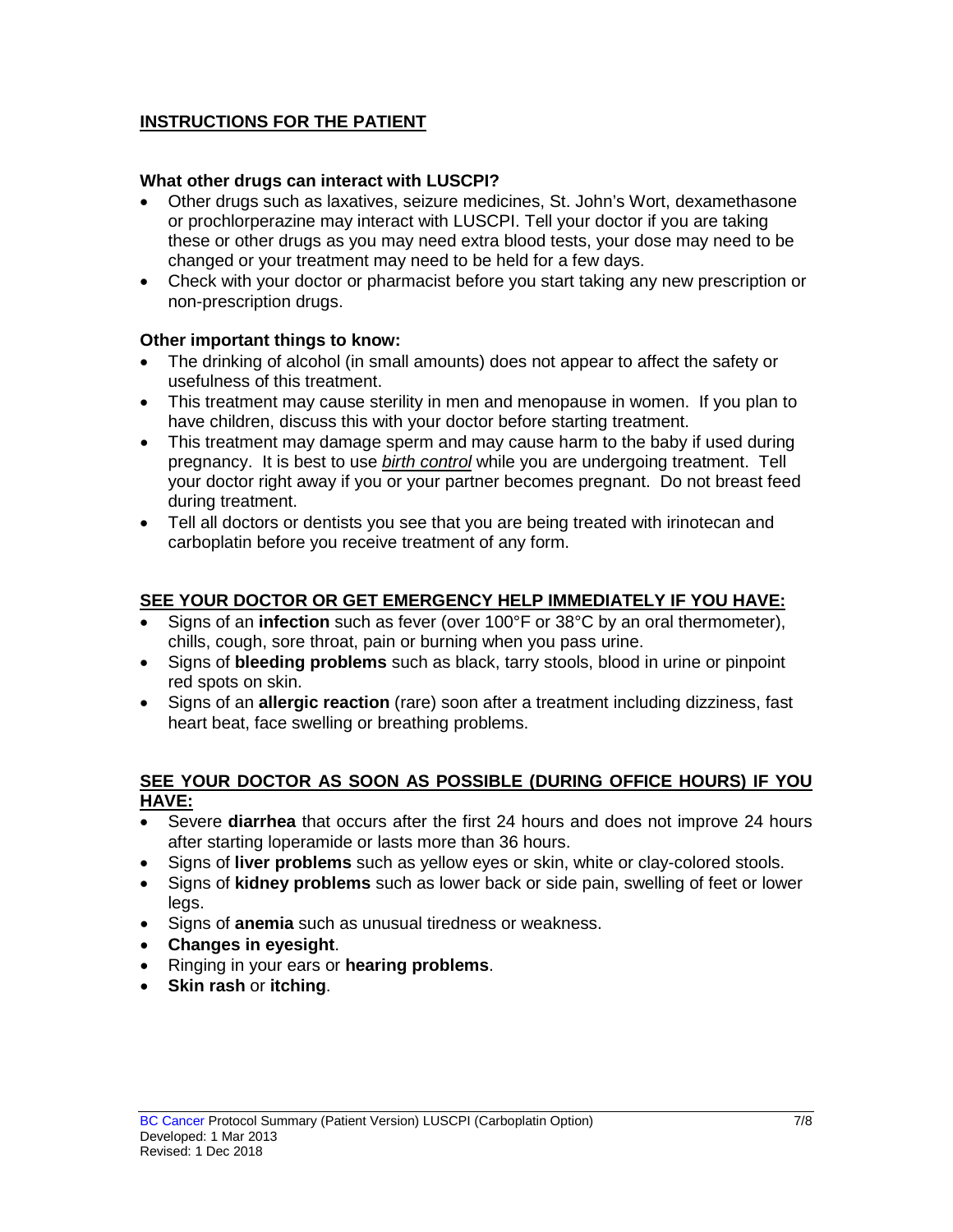## INSTRUCTIONS FOR THE PATIENT

### What other drugs can interact with LUSCPI?

- Other drugs such as laxatives, seizure medicines, St. John's Wort, dexamethasone or prochlorperazine may interact with LUSCPI. Tell your doctor if you are taking these or other drugs as you may need extra blood tests, your dose may need to be changed or your treatment may need to be held for a few days.
- Check with your doctor or pharmacist before you start taking any new prescription or non-prescription drugs.

### Other important things to know:

- The drinking of alcohol (in small amounts) does not appear to affect the safety or usefulness of this treatment.
- This treatment may cause sterility in men and menopause in women. If you plan to have children, discuss this with your doctor before starting treatment.
- This treatment may damage sperm and may cause harm to the baby if used during pregnancy. It is best to use *birth control* while you are undergoing treatment. Tell your doctor right away if you or your partner becomes pregnant. Do not breast feed during treatment.
- Tell all doctors or dentists you see that you are being treated with irinotecan and carboplatin before you receive treatment of any form.

## SEE YOUR DOCTOR OR GET EMERGENCY HELP IMMEDIATELY IF YOU HAVE:

- Signs of an **infection** such as fever (over 100°F or 38°C by an oral thermometer), chills, cough, sore throat, pain or burning when you pass urine.
- Signs of **bleeding problems** such as black, tarry stools, blood in urine or pinpoint red spots on skin.
- Signs of an **allergic reaction** (rare) soon after a treatment including dizziness, fast heart beat, face swelling or breathing problems.

## SEE YOUR DOCTOR AS SOON AS POSSIBLE (DURING OFFICE HOURS) IF YOU HAVE:

- Severe **diarrhea** that occurs after the first 24 hours and does not improve 24 hours after starting loperamide or lasts more than 36 hours.
- Signs of **liver problems** such as yellow eyes or skin, white or clay-colored stools.
- Signs of **kidney problems** such as lower back or side pain, swelling of feet or lower legs.
- Signs of **anemia** such as unusual tiredness or weakness.
- **Changes in eyesight**.
- Ringing in your ears or **hearing problems**.
- **Skin rash** or **itching**.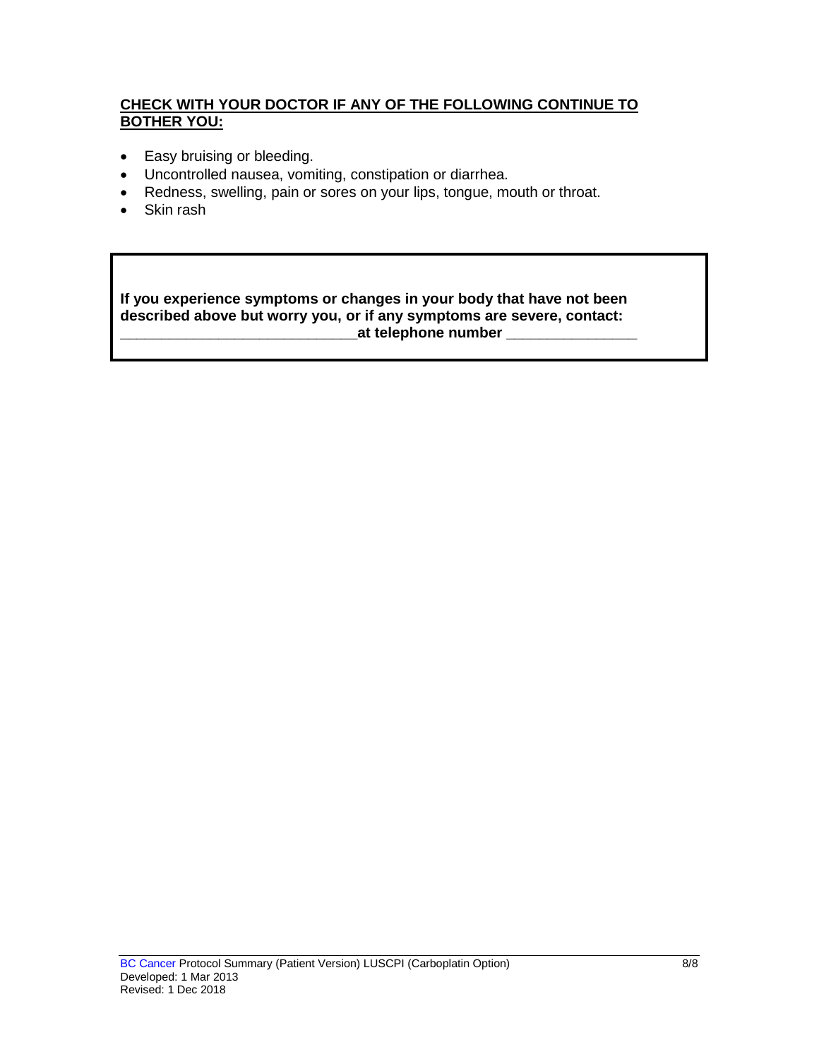**CHECK WITH YOUR DOCTOR IF ANY OF THE FOLLOWING CONTINUE TO BOTHER YOU:**

- Easy bruising or bleeding.
- Uncontrolled nausea, vomiting, constipation or diarrhea.
- Redness, swelling, pain or sores on your lips, tongue, mouth or throat.
- Skin rash

**If you experience symptoms or changes in your body that have not been described above but worry you, or if any symptoms are severe, contact: ____________________________at telephone number _______________**